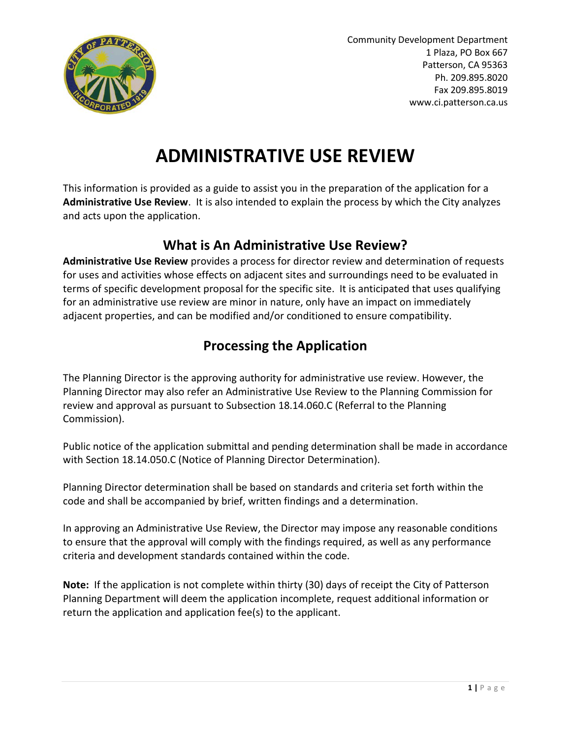Community Development Department
1 Plaza, PO Box 667
Patterson, CA 95363
Ph. 209.895.8020
Fax 209.895.8019
www.ci.patterson.ca.us

# ADMINISTRATIVE USE REVIEW

This information is provided as a guide to assist you in the preparation of the application for a **Administrative Use Review**. It is also intended to explain the process by which the City analyzes and acts upon the application.

## What is An Administrative Use Review?

**Administrative Use Review** provides a process for director review and determination of requests for uses and activities whose effects on adjacent sites and surroundings need to be evaluated in terms of specific development proposal for the specific site. It is anticipated that uses qualifying for an administrative use review are minor in nature, only have an impact on immediately adjacent properties, and can be modified and/or conditioned to ensure compatibility.

## Processing the Application

The Planning Director is the approving authority for administrative use review. However, the Planning Director may also refer an Administrative Use Review to the Planning Commission for review and approval as pursuant to Subsection 18.14.060.C (Referral to the Planning Commission).

Public notice of the application submittal and pending determination shall be made in accordance with Section 18.14.050.C (Notice of Planning Director Determination).

Planning Director determination shall be based on standards and criteria set forth within the code and shall be accompanied by brief, written findings and a determination.

In approving an Administrative Use Review, the Director may impose any reasonable conditions to ensure that the approval will comply with the findings required, as well as any performance criteria and development standards contained within the code.

**Note:** If the application is not complete within thirty (30) days of receipt the City of Patterson Planning Department will deem the application incomplete, request additional information or return the application and application fee(s) to the applicant.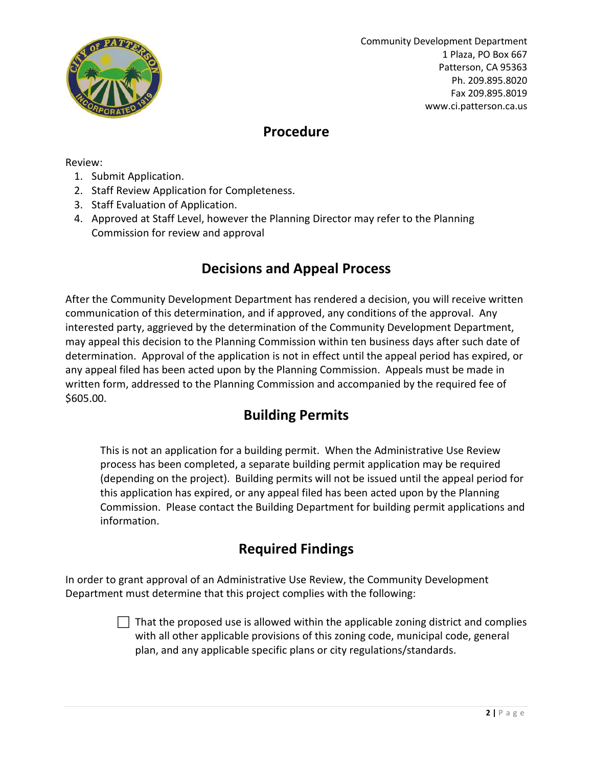Community Development Department
1 Plaza, PO Box 667
Patterson, CA 95363
Ph. 209.895.8020
Fax 209.895.8019
www.ci.patterson.ca.us

## Procedure

Review:

1. Submit Application.
2. Staff Review Application for Completeness.
3. Staff Evaluation of Application.
4. Approved at Staff Level, however the Planning Director may refer to the Planning Commission for review and approval

## Decisions and Appeal Process

After the Community Development Department has rendered a decision, you will receive written communication of this determination, and if approved, any conditions of the approval. Any interested party, aggrieved by the determination of the Community Development Department, may appeal this decision to the Planning Commission within ten business days after such date of determination. Approval of the application is not in effect until the appeal period has expired, or any appeal filed has been acted upon by the Planning Commission. Appeals must be made in written form, addressed to the Planning Commission and accompanied by the required fee of $605.00.

## Building Permits

This is not an application for a building permit. When the Administrative Use Review process has been completed, a separate building permit application may be required (depending on the project). Building permits will not be issued until the appeal period for this application has expired, or any appeal filed has been acted upon by the Planning Commission. Please contact the Building Department for building permit applications and information.

## Required Findings

In order to grant approval of an Administrative Use Review, the Community Development Department must determine that this project complies with the following:

- [ ] That the proposed use is allowed within the applicable zoning district and complies with all other applicable provisions of this zoning code, municipal code, general plan, and any applicable specific plans or city regulations/standards.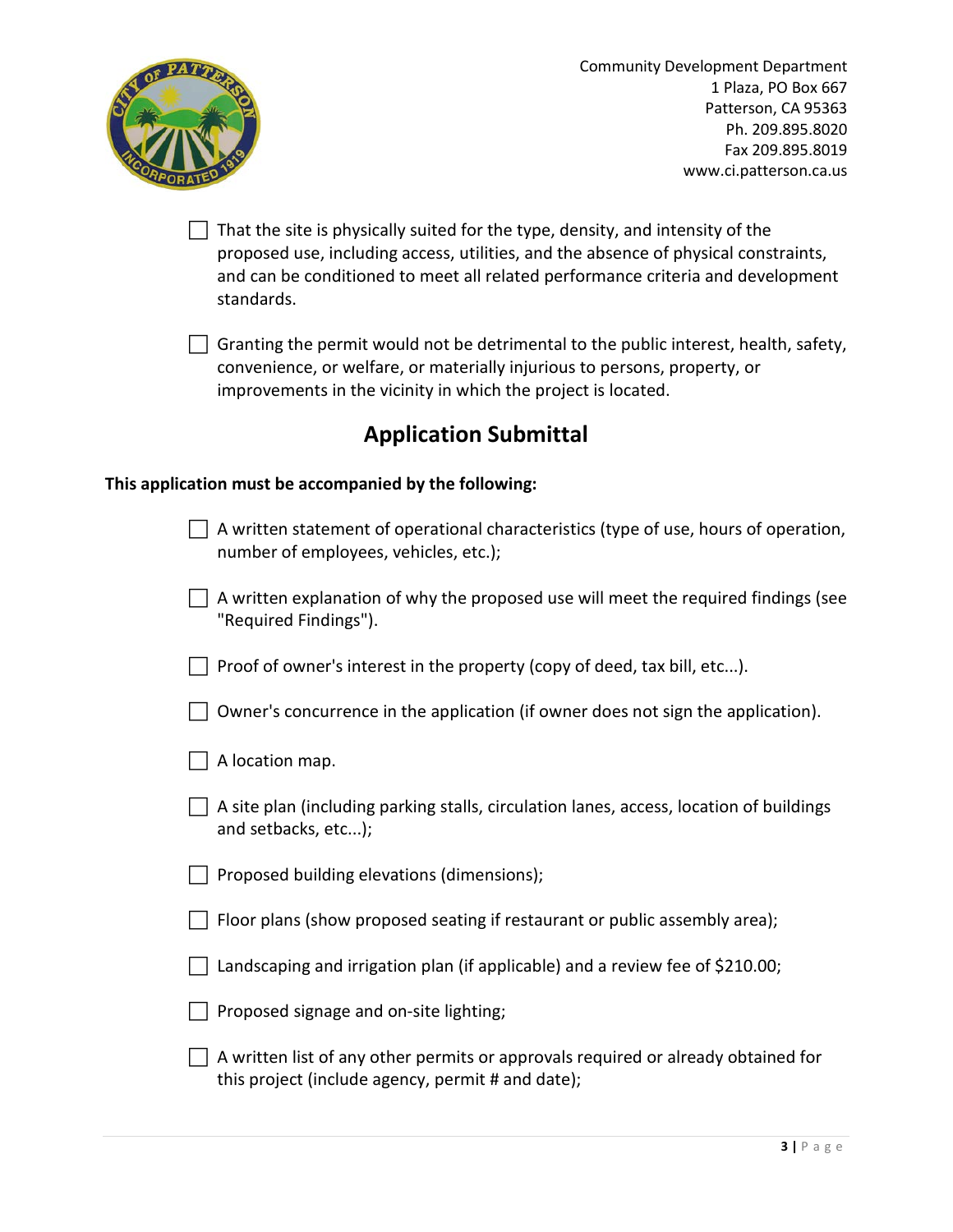- [ ] That the site is physically suited for the type, density, and intensity of the proposed use, including access, utilities, and the absence of physical constraints, and can be conditioned to meet all related performance criteria and development standards.

- [ ] Granting the permit would not be detrimental to the public interest, health, safety, convenience, or welfare, or materially injurious to persons, property, or improvements in the vicinity in which the project is located.

## Application Submittal

**This application must be accompanied by the following:**

- [ ] A written statement of operational characteristics (type of use, hours of operation, number of employees, vehicles, etc.);

- [ ] A written explanation of why the proposed use will meet the required findings (see "Required Findings").

- [ ] Proof of owner's interest in the property (copy of deed, tax bill, etc...).

- [ ] Owner's concurrence in the application (if owner does not sign the application).

- [ ] A location map.

- [ ] A site plan (including parking stalls, circulation lanes, access, location of buildings and setbacks, etc...);

- [ ] Proposed building elevations (dimensions);

- [ ] Floor plans (show proposed seating if restaurant or public assembly area);

- [ ] Landscaping and irrigation plan (if applicable) and a review fee of $210.00;

- [ ] Proposed signage and on-site lighting;

- [ ] A written list of any other permits or approvals required or already obtained for this project (include agency, permit # and date);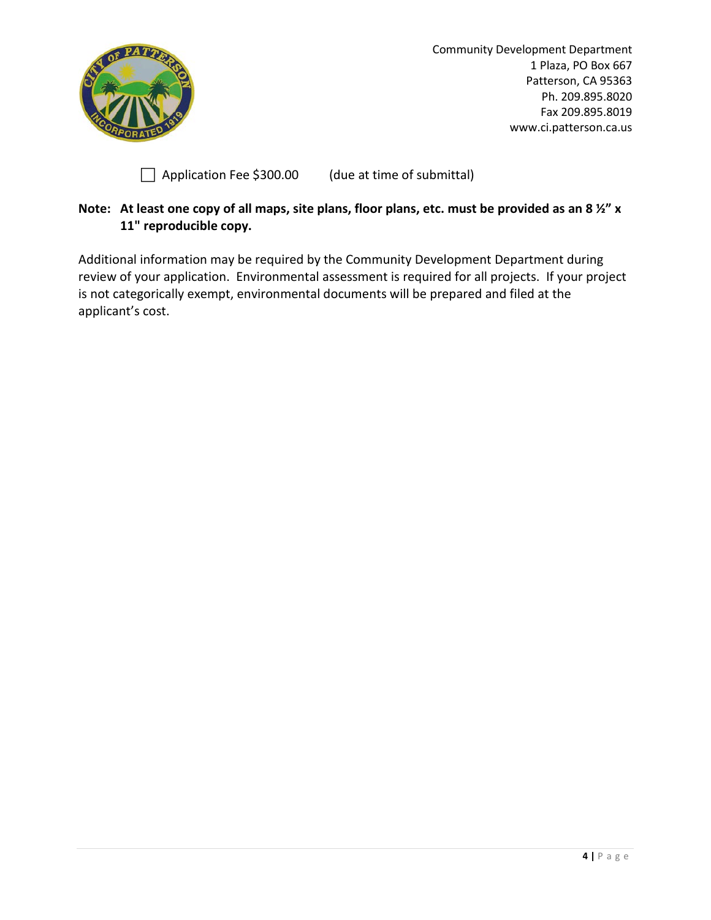Community Development Department
1 Plaza, PO Box 667
Patterson, CA 95363
Ph. 209.895.8020
Fax 209.895.8019
www.ci.patterson.ca.us

☐ Application Fee $300.00 (due at time of submittal)

**Note: At least one copy of all maps, site plans, floor plans, etc. must be provided as an 8 ½" x 11" reproducible copy.**

Additional information may be required by the Community Development Department during review of your application. Environmental assessment is required for all projects. If your project is not categorically exempt, environmental documents will be prepared and filed at the applicant's cost.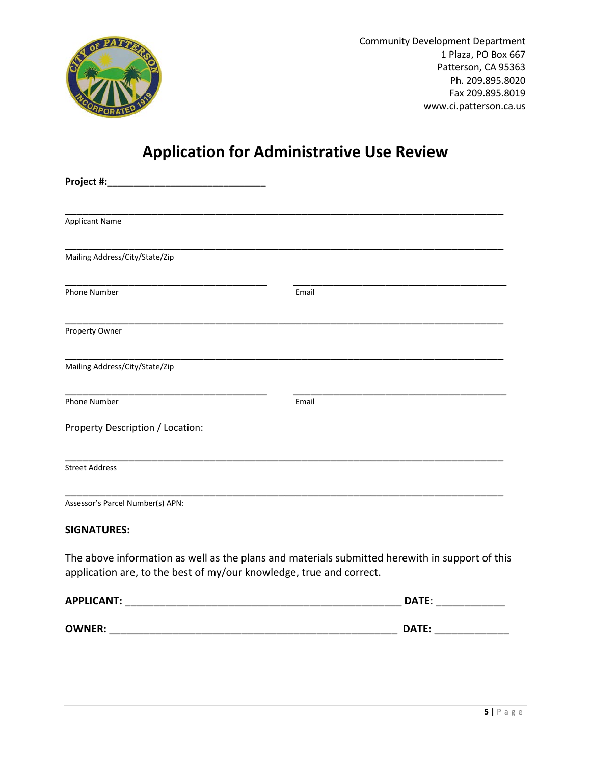Community Development Department
1 Plaza, PO Box 667
Patterson, CA 95363
Ph. 209.895.8020
Fax 209.895.8019
www.ci.patterson.ca.us

# Application for Administrative Use Review

**Project #:_____________________________**

______________________________________________________________________________
Applicant Name

______________________________________________________________________________
Mailing Address/City/State/Zip

_____________________________________ _______________________________________
Phone Number Email

______________________________________________________________________________
Property Owner

______________________________________________________________________________
Mailing Address/City/State/Zip

_____________________________________ _______________________________________
Phone Number Email

Property Description / Location:

______________________________________________________________________________
Street Address

______________________________________________________________________________
Assessor's Parcel Number(s) APN:

**SIGNATURES:**

The above information as well as the plans and materials submitted herewith in support of this application are, to the best of my/our knowledge, true and correct.

**APPLICANT:** _________________________________________________ **DATE**: ____________

**OWNER:** ___________________________________________________ **DATE:** _____________